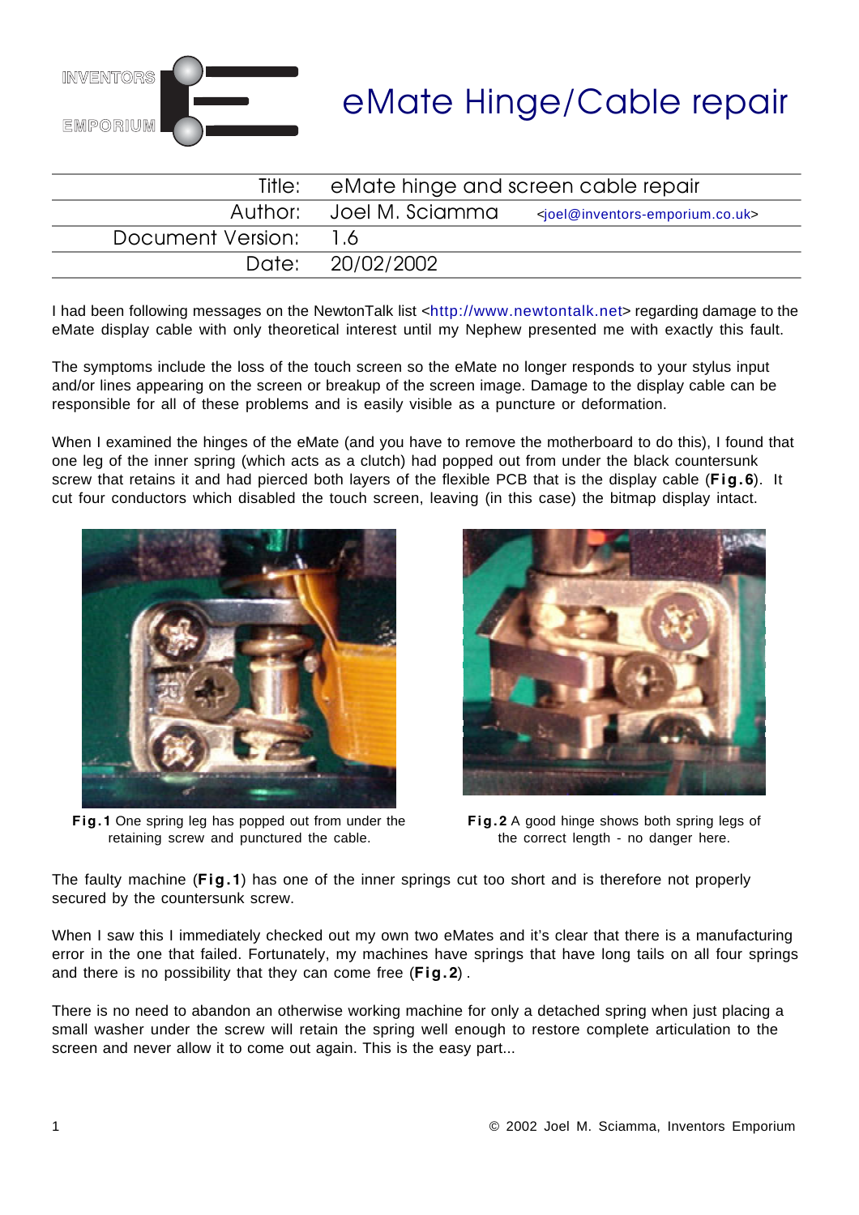# eMate Hinge/Cable repair

| Title: | eMate hinge and screen cable repair |
|---|---|
| Author: | Joel M. Sciamma <joel@inventors-emporium.co.uk> |
| Document Version: | 1.6 |
| Date: | 20/02/2002 |

I had been following messages on the NewtonTalk list <http://www.newtontalk.net> regarding damage to the eMate display cable with only theoretical interest until my Nephew presented me with exactly this fault.

The symptoms include the loss of the touch screen so the eMate no longer responds to your stylus input and/or lines appearing on the screen or breakup of the screen image. Damage to the display cable can be responsible for all of these problems and is easily visible as a puncture or deformation.

When I examined the hinges of the eMate (and you have to remove the motherboard to do this), I found that one leg of the inner spring (which acts as a clutch) had popped out from under the black countersunk screw that retains it and had pierced both layers of the flexible PCB that is the display cable (**Fig.6**). It cut four conductors which disabled the touch screen, leaving (in this case) the bitmap display intact.

**Fig.1** One spring leg has popped out from under the retaining screw and punctured the cable.

**Fig.2** A good hinge shows both spring legs of the correct length - no danger here.

The faulty machine (**Fig.1**) has one of the inner springs cut too short and is therefore not properly secured by the countersunk screw.

When I saw this I immediately checked out my own two eMates and it's clear that there is a manufacturing error in the one that failed. Fortunately, my machines have springs that have long tails on all four springs and there is no possibility that they can come free (**Fig.2**) .

There is no need to abandon an otherwise working machine for only a detached spring when just placing a small washer under the screw will retain the spring well enough to restore complete articulation to the screen and never allow it to come out again. This is the easy part...

© 2002 Joel M. Sciamma, Inventors Emporium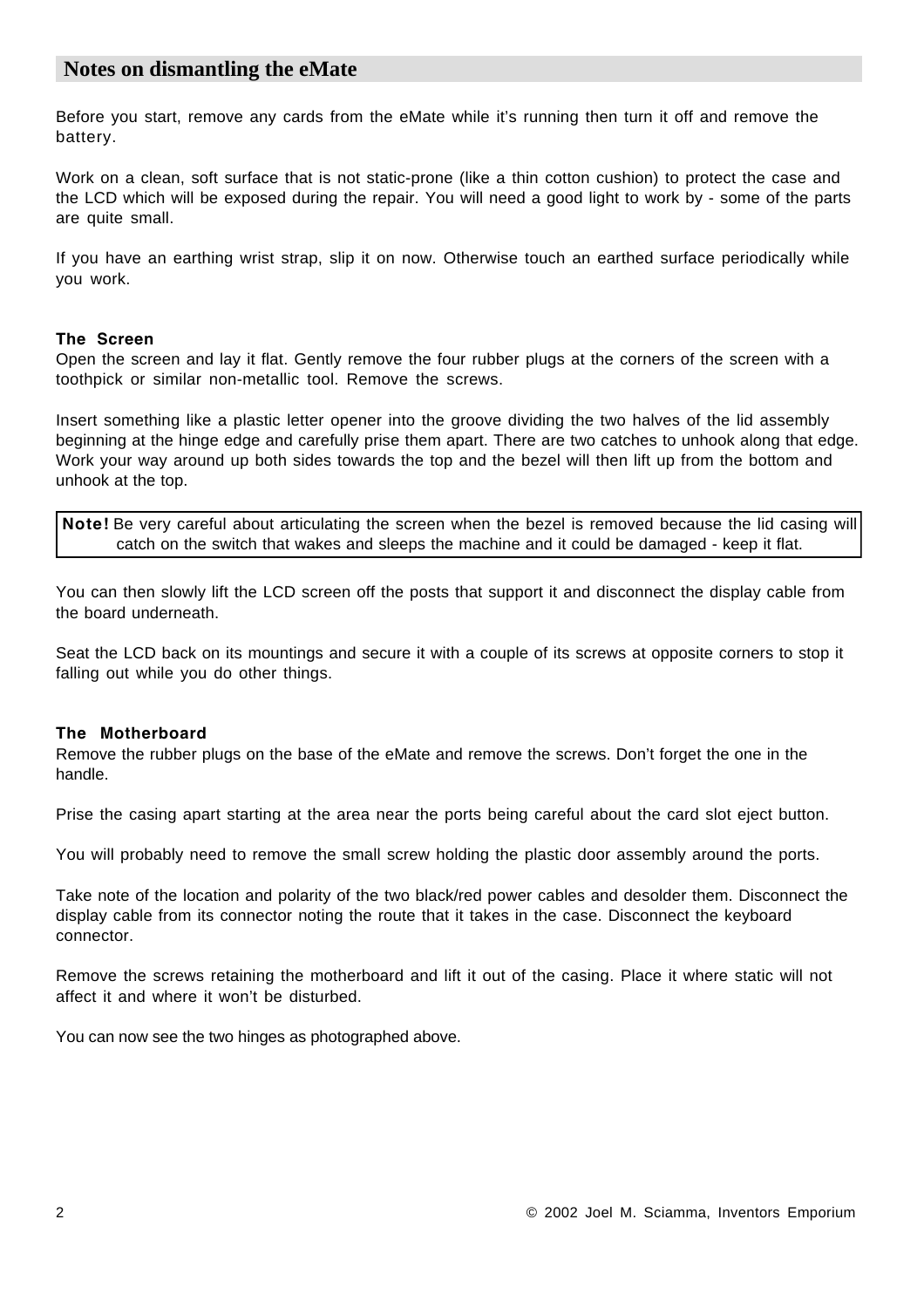## Notes on dismantling the eMate

Before you start, remove any cards from the eMate while it's running then turn it off and remove the battery.

Work on a clean, soft surface that is not static-prone (like a thin cotton cushion) to protect the case and the LCD which will be exposed during the repair. You will need a good light to work by - some of the parts are quite small.

If you have an earthing wrist strap, slip it on now. Otherwise touch an earthed surface periodically while you work.

### The Screen

Open the screen and lay it flat. Gently remove the four rubber plugs at the corners of the screen with a toothpick or similar non-metallic tool. Remove the screws.

Insert something like a plastic letter opener into the groove dividing the two halves of the lid assembly beginning at the hinge edge and carefully prise them apart. There are two catches to unhook along that edge. Work your way around up both sides towards the top and the bezel will then lift up from the bottom and unhook at the top.

> **Note!** Be very careful about articulating the screen when the bezel is removed because the lid casing will catch on the switch that wakes and sleeps the machine and it could be damaged - keep it flat.

You can then slowly lift the LCD screen off the posts that support it and disconnect the display cable from the board underneath.

Seat the LCD back on its mountings and secure it with a couple of its screws at opposite corners to stop it falling out while you do other things.

### The Motherboard

Remove the rubber plugs on the base of the eMate and remove the screws. Don't forget the one in the handle.

Prise the casing apart starting at the area near the ports being careful about the card slot eject button.

You will probably need to remove the small screw holding the plastic door assembly around the ports.

Take note of the location and polarity of the two black/red power cables and desolder them. Disconnect the display cable from its connector noting the route that it takes in the case. Disconnect the keyboard connector.

Remove the screws retaining the motherboard and lift it out of the casing. Place it where static will not affect it and where it won't be disturbed.

You can now see the two hinges as photographed above.

© 2002 Joel M. Sciamma, Inventors Emporium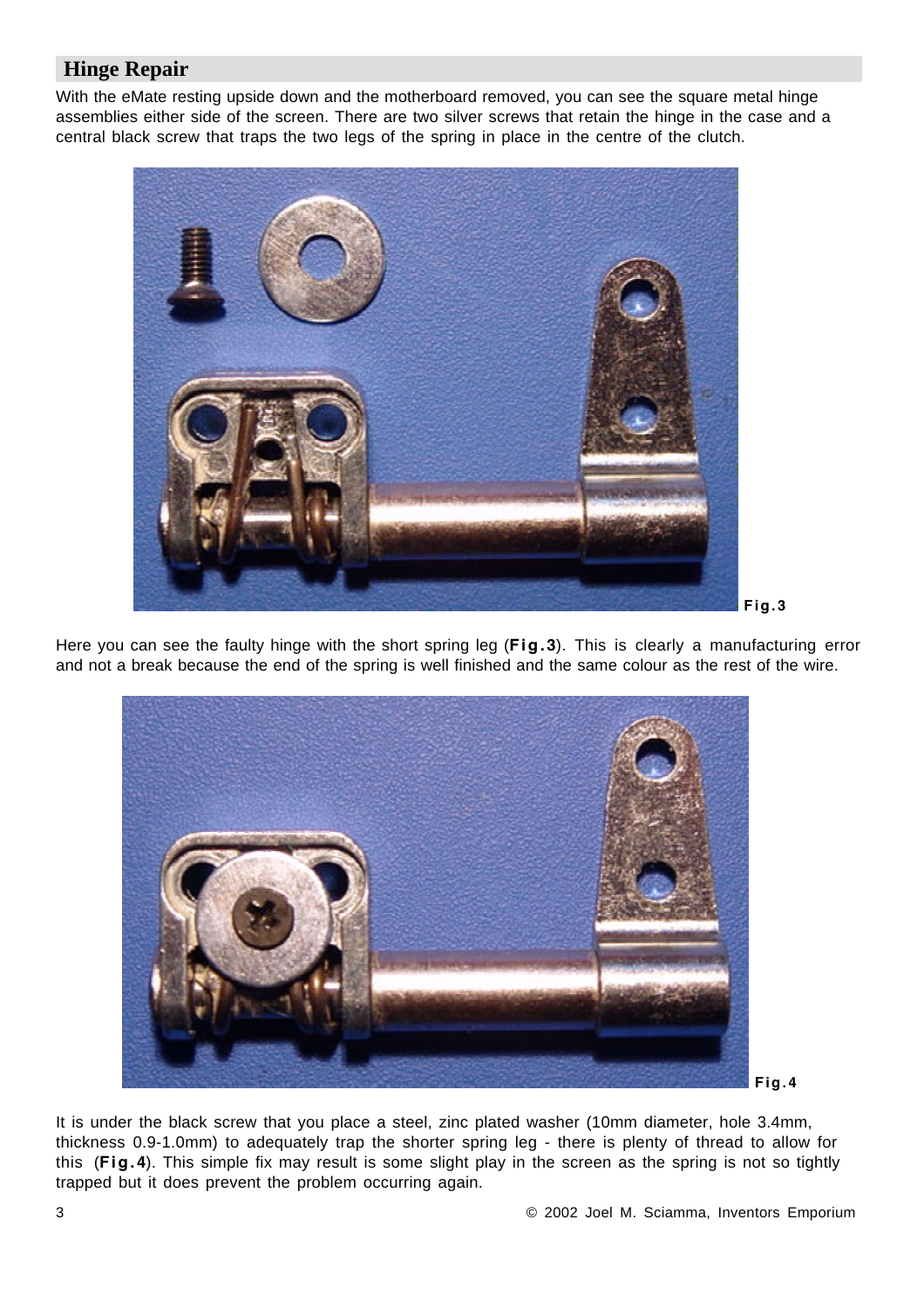## Hinge Repair

With the eMate resting upside down and the motherboard removed, you can see the square metal hinge assemblies either side of the screen. There are two silver screws that retain the hinge in the case and a central black screw that traps the two legs of the spring in place in the centre of the clutch.

**Fig.3**

Here you can see the faulty hinge with the short spring leg (**Fig.3**). This is clearly a manufacturing error and not a break because the end of the spring is well finished and the same colour as the rest of the wire.

**Fig.4**

It is under the black screw that you place a steel, zinc plated washer (10mm diameter, hole 3.4mm, thickness 0.9-1.0mm) to adequately trap the shorter spring leg - there is plenty of thread to allow for this (**Fig.4**). This simple fix may result is some slight play in the screen as the spring is not so tightly trapped but it does prevent the problem occurring again.

© 2002 Joel M. Sciamma, Inventors Emporium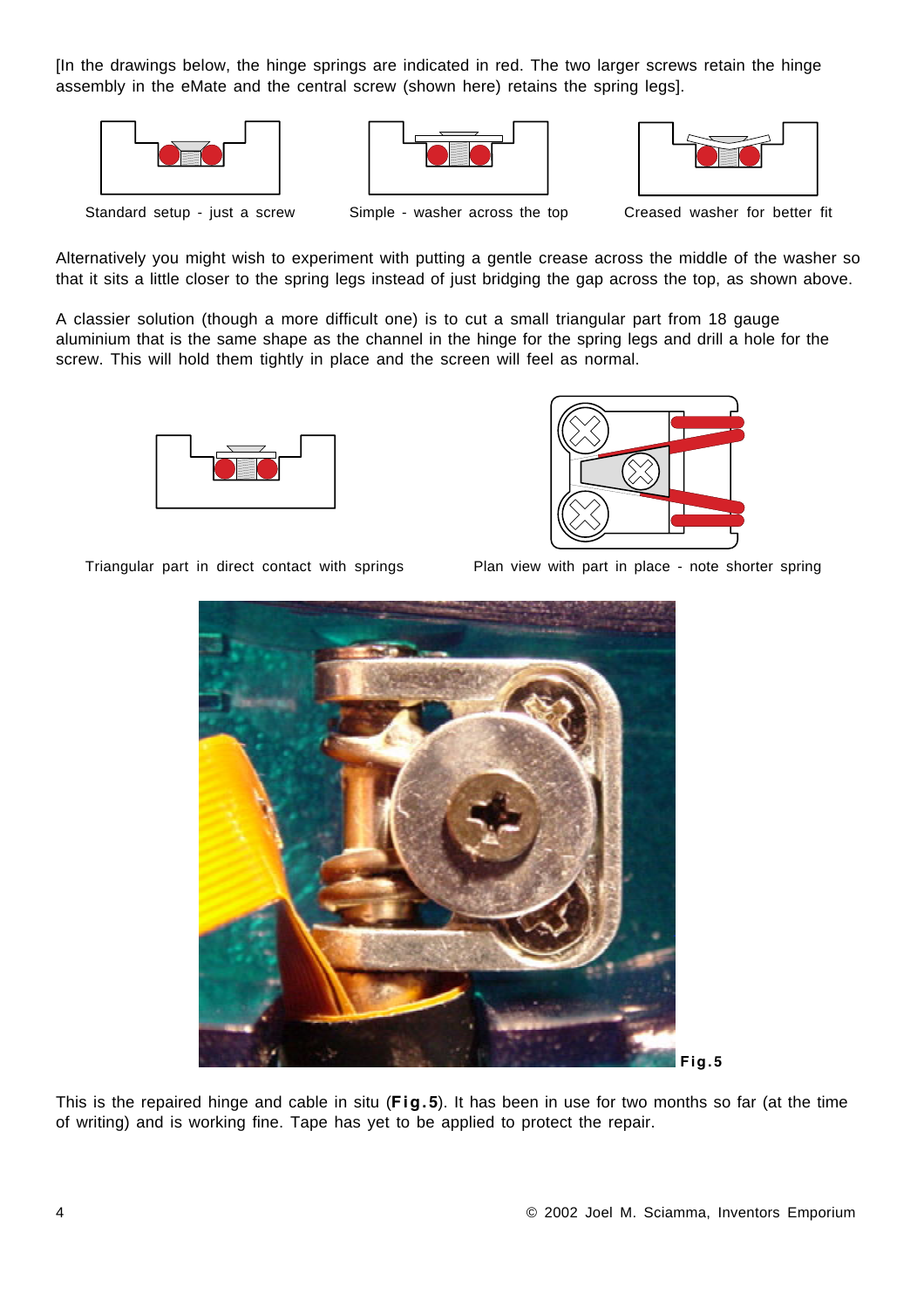[In the drawings below, the hinge springs are indicated in red. The two larger screws retain the hinge assembly in the eMate and the central screw (shown here) retains the spring legs].

Standard setup - just a screw

Simple - washer across the top

Creased washer for better fit

Alternatively you might wish to experiment with putting a gentle crease across the middle of the washer so that it sits a little closer to the spring legs instead of just bridging the gap across the top, as shown above.

A classier solution (though a more difficult one) is to cut a small triangular part from 18 gauge aluminium that is the same shape as the channel in the hinge for the spring legs and drill a hole for the screw. This will hold them tightly in place and the screen will feel as normal.

Triangular part in direct contact with springs

Plan view with part in place - note shorter spring

**Fig.5**

This is the repaired hinge and cable in situ (**Fig.5**). It has been in use for two months so far (at the time of writing) and is working fine. Tape has yet to be applied to protect the repair.

© 2002 Joel M. Sciamma, Inventors Emporium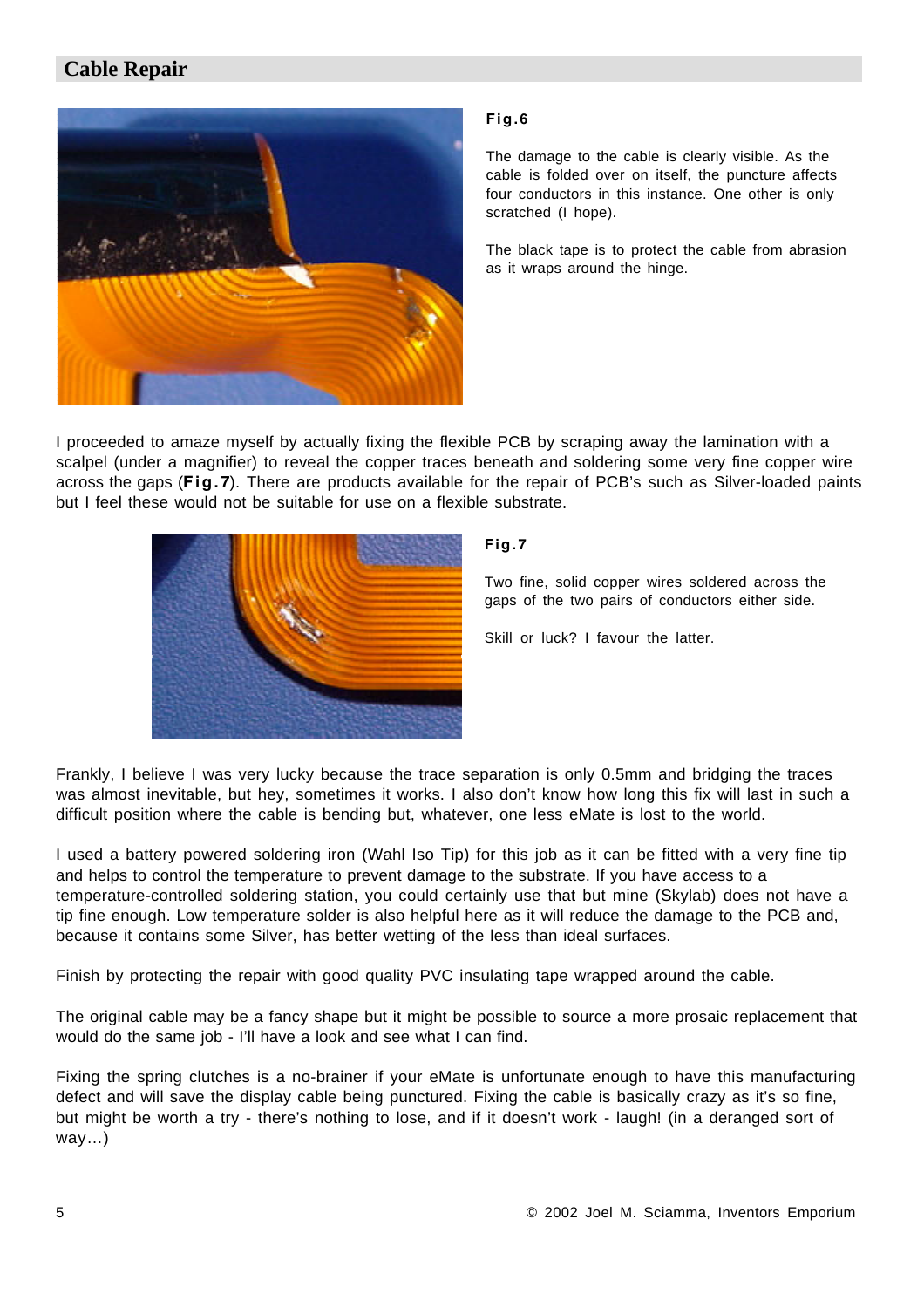## Cable Repair

**Fig.6**

The damage to the cable is clearly visible. As the cable is folded over on itself, the puncture affects four conductors in this instance. One other is only scratched (I hope).

The black tape is to protect the cable from abrasion as it wraps around the hinge.

I proceeded to amaze myself by actually fixing the flexible PCB by scraping away the lamination with a scalpel (under a magnifier) to reveal the copper traces beneath and soldering some very fine copper wire across the gaps (**Fig.7**). There are products available for the repair of PCB's such as Silver-loaded paints but I feel these would not be suitable for use on a flexible substrate.

**Fig.7**

Two fine, solid copper wires soldered across the gaps of the two pairs of conductors either side.

Skill or luck? I favour the latter.

Frankly, I believe I was very lucky because the trace separation is only 0.5mm and bridging the traces was almost inevitable, but hey, sometimes it works. I also don't know how long this fix will last in such a difficult position where the cable is bending but, whatever, one less eMate is lost to the world.

I used a battery powered soldering iron (Wahl Iso Tip) for this job as it can be fitted with a very fine tip and helps to control the temperature to prevent damage to the substrate. If you have access to a temperature-controlled soldering station, you could certainly use that but mine (Skylab) does not have a tip fine enough. Low temperature solder is also helpful here as it will reduce the damage to the PCB and, because it contains some Silver, has better wetting of the less than ideal surfaces.

Finish by protecting the repair with good quality PVC insulating tape wrapped around the cable.

The original cable may be a fancy shape but it might be possible to source a more prosaic replacement that would do the same job - I'll have a look and see what I can find.

Fixing the spring clutches is a no-brainer if your eMate is unfortunate enough to have this manufacturing defect and will save the display cable being punctured. Fixing the cable is basically crazy as it's so fine, but might be worth a try - there's nothing to lose, and if it doesn't work - laugh! (in a deranged sort of way…)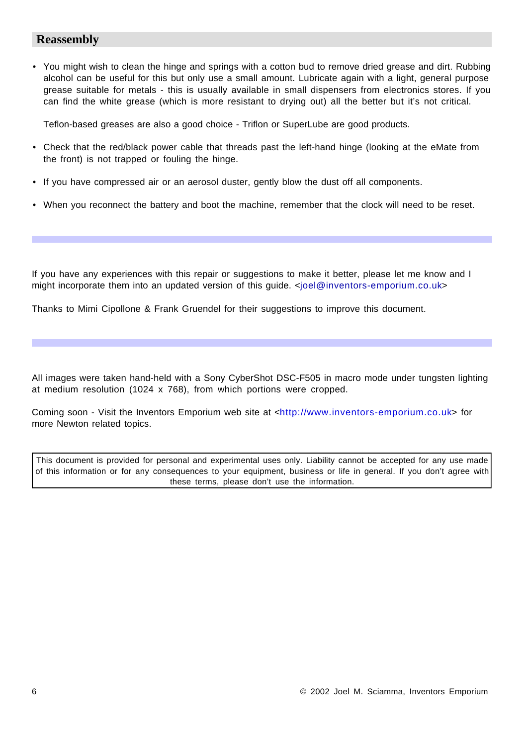## Reassembly

- You might wish to clean the hinge and springs with a cotton bud to remove dried grease and dirt. Rubbing alcohol can be useful for this but only use a small amount. Lubricate again with a light, general purpose grease suitable for metals - this is usually available in small dispensers from electronics stores. If you can find the white grease (which is more resistant to drying out) all the better but it's not critical.

  Teflon-based greases are also a good choice - Triflon or SuperLube are good products.

- Check that the red/black power cable that threads past the left-hand hinge (looking at the eMate from the front) is not trapped or fouling the hinge.

- If you have compressed air or an aerosol duster, gently blow the dust off all components.

- When you reconnect the battery and boot the machine, remember that the clock will need to be reset.

---

If you have any experiences with this repair or suggestions to make it better, please let me know and I might incorporate them into an updated version of this guide. <joel@inventors-emporium.co.uk>

Thanks to Mimi Cipollone & Frank Gruendel for their suggestions to improve this document.

---

All images were taken hand-held with a Sony CyberShot DSC-F505 in macro mode under tungsten lighting at medium resolution (1024 x 768), from which portions were cropped.

Coming soon - Visit the Inventors Emporium web site at <http://www.inventors-emporium.co.uk> for more Newton related topics.

> This document is provided for personal and experimental uses only. Liability cannot be accepted for any use made of this information or for any consequences to your equipment, business or life in general. If you don't agree with these terms, please don't use the information.

© 2002 Joel M. Sciamma, Inventors Emporium